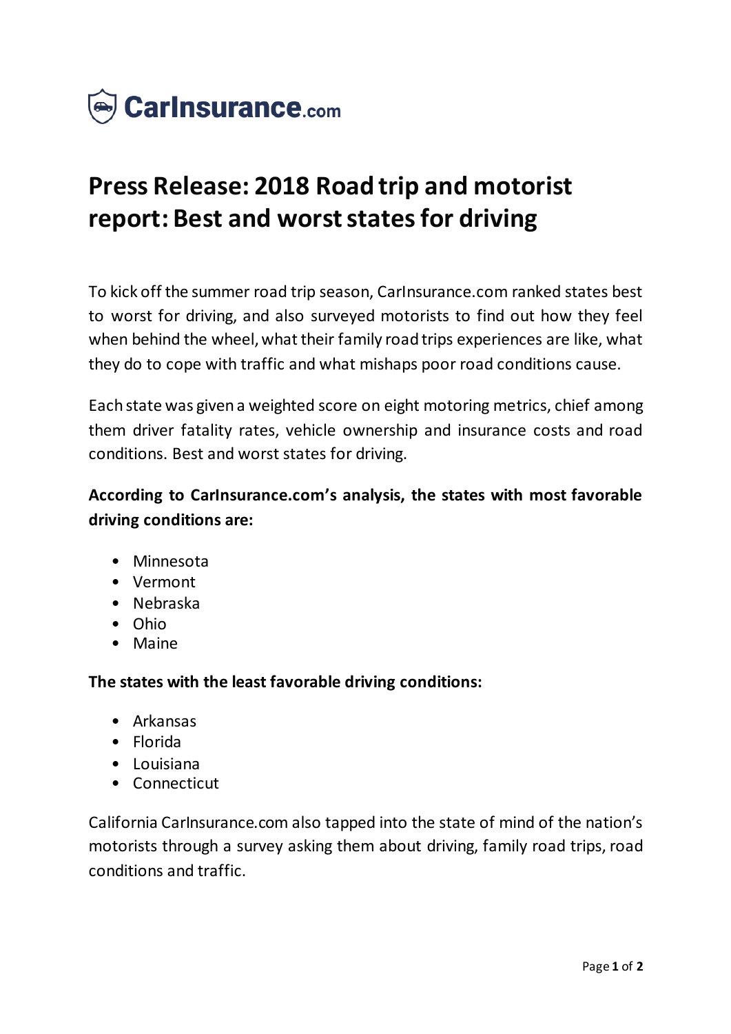CarInsurance.com

# Press Release: 2018 Road trip and motorist report: Best and worst states for driving

To kick off the summer road trip season, CarInsurance.com ranked states best to worst for driving, and also surveyed motorists to find out how they feel when behind the wheel, what their family road trips experiences are like, what they do to cope with traffic and what mishaps poor road conditions cause.

Each state was given a weighted score on eight motoring metrics, chief among them driver fatality rates, vehicle ownership and insurance costs and road conditions. Best and worst states for driving.

**According to CarInsurance.com's analysis, the states with most favorable driving conditions are:**

- Minnesota
- Vermont
- Nebraska
- Ohio
- Maine

**The states with the least favorable driving conditions:**

- Arkansas
- Florida
- Louisiana
- Connecticut

California CarInsurance.com also tapped into the state of mind of the nation's motorists through a survey asking them about driving, family road trips, road conditions and traffic.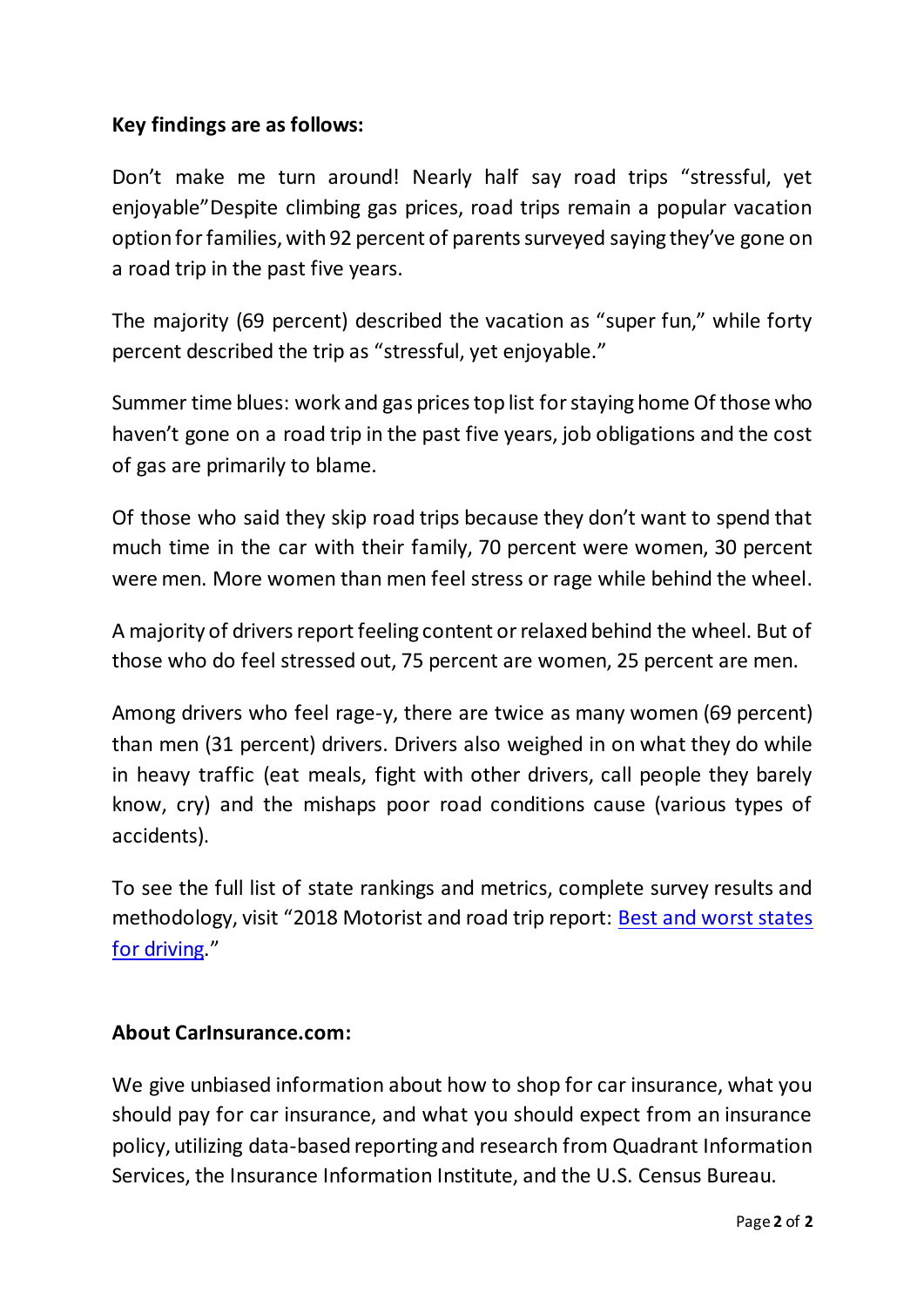**Key findings are as follows:**

Don't make me turn around! Nearly half say road trips "stressful, yet enjoyable"Despite climbing gas prices, road trips remain a popular vacation option for families, with 92 percent of parents surveyed saying they've gone on a road trip in the past five years.

The majority (69 percent) described the vacation as "super fun," while forty percent described the trip as "stressful, yet enjoyable."

Summer time blues: work and gas prices top list for staying home Of those who haven't gone on a road trip in the past five years, job obligations and the cost of gas are primarily to blame.

Of those who said they skip road trips because they don't want to spend that much time in the car with their family, 70 percent were women, 30 percent were men. More women than men feel stress or rage while behind the wheel.

A majority of drivers report feeling content or relaxed behind the wheel. But of those who do feel stressed out, 75 percent are women, 25 percent are men.

Among drivers who feel rage-y, there are twice as many women (69 percent) than men (31 percent) drivers. Drivers also weighed in on what they do while in heavy traffic (eat meals, fight with other drivers, call people they barely know, cry) and the mishaps poor road conditions cause (various types of accidents).

To see the full list of state rankings and metrics, complete survey results and methodology, visit "2018 Motorist and road trip report: [Best and worst states for driving](#)."

**About CarInsurance.com:**

We give unbiased information about how to shop for car insurance, what you should pay for car insurance, and what you should expect from an insurance policy, utilizing data-based reporting and research from Quadrant Information Services, the Insurance Information Institute, and the U.S. Census Bureau.